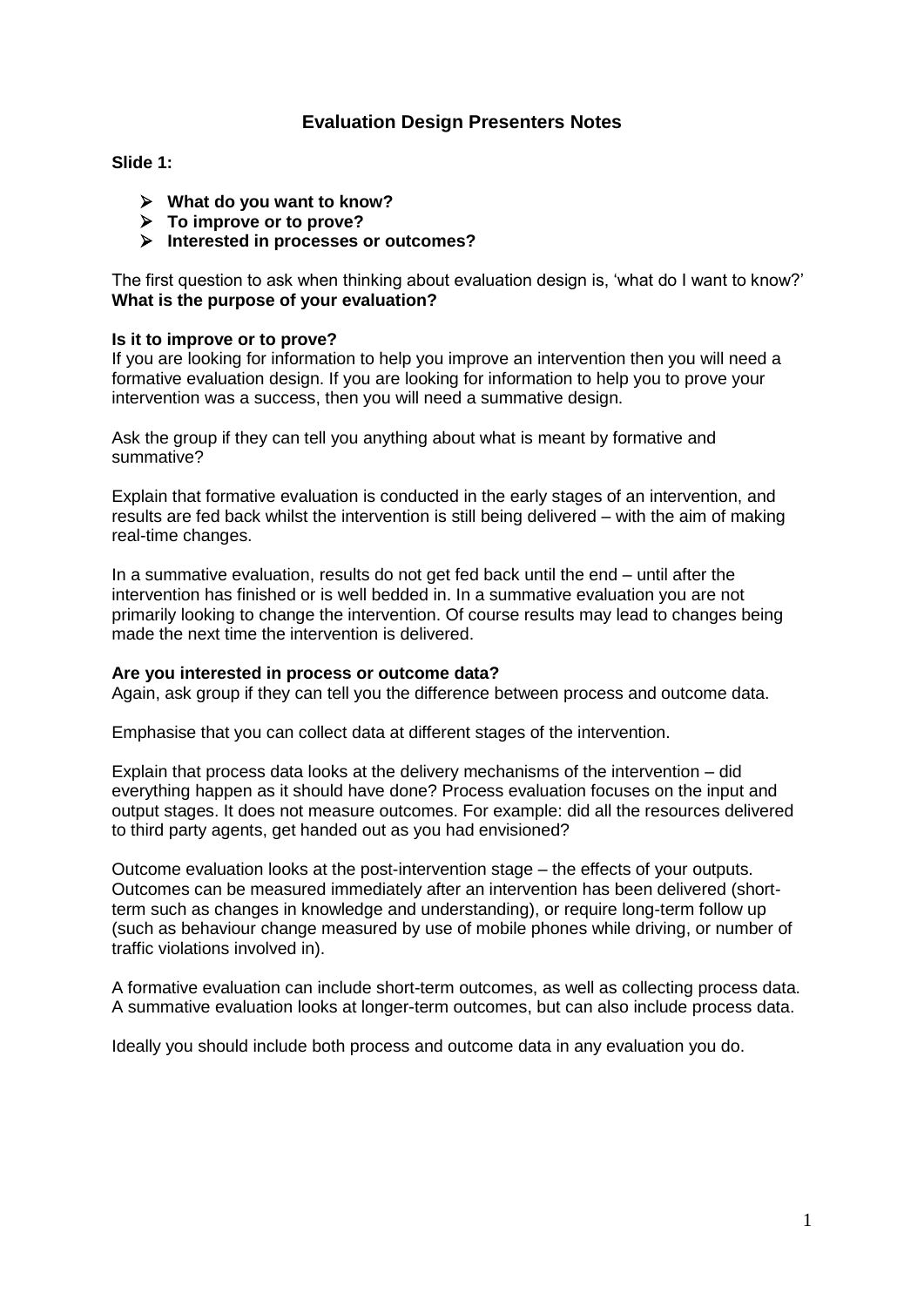# Evaluation Design Presenters Notes

**Slide 1:**

- **What do you want to know?**
- **To improve or to prove?**
- **Interested in processes or outcomes?**

The first question to ask when thinking about evaluation design is, 'what do I want to know?' **What is the purpose of your evaluation?**

**Is it to improve or to prove?**
If you are looking for information to help you improve an intervention then you will need a formative evaluation design. If you are looking for information to help you to prove your intervention was a success, then you will need a summative design.

Ask the group if they can tell you anything about what is meant by formative and summative?

Explain that formative evaluation is conducted in the early stages of an intervention, and results are fed back whilst the intervention is still being delivered – with the aim of making real-time changes.

In a summative evaluation, results do not get fed back until the end – until after the intervention has finished or is well bedded in. In a summative evaluation you are not primarily looking to change the intervention. Of course results may lead to changes being made the next time the intervention is delivered.

**Are you interested in process or outcome data?**
Again, ask group if they can tell you the difference between process and outcome data.

Emphasise that you can collect data at different stages of the intervention.

Explain that process data looks at the delivery mechanisms of the intervention – did everything happen as it should have done? Process evaluation focuses on the input and output stages. It does not measure outcomes. For example: did all the resources delivered to third party agents, get handed out as you had envisioned?

Outcome evaluation looks at the post-intervention stage – the effects of your outputs. Outcomes can be measured immediately after an intervention has been delivered (short-term such as changes in knowledge and understanding), or require long-term follow up (such as behaviour change measured by use of mobile phones while driving, or number of traffic violations involved in).

A formative evaluation can include short-term outcomes, as well as collecting process data. A summative evaluation looks at longer-term outcomes, but can also include process data.

Ideally you should include both process and outcome data in any evaluation you do.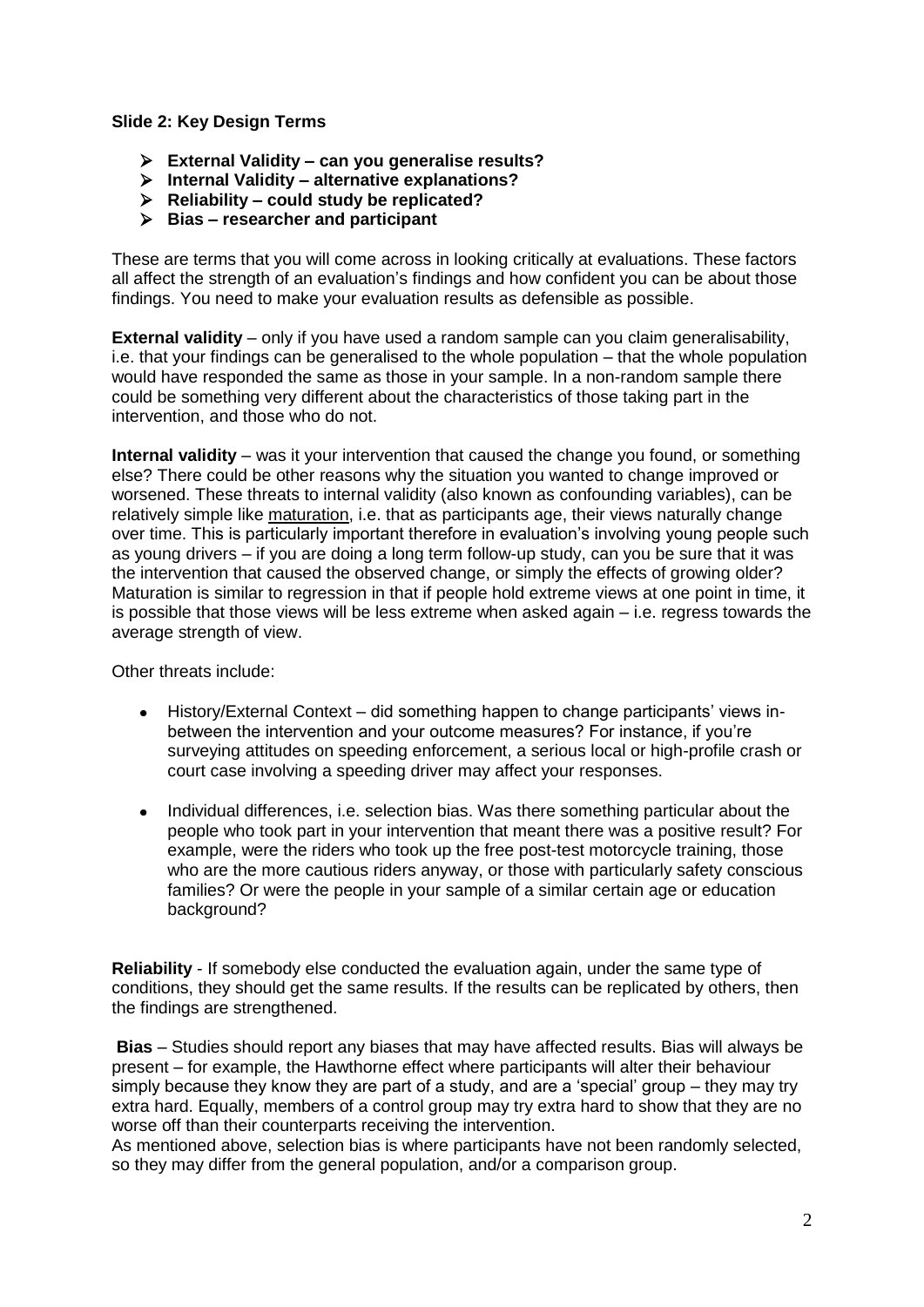**Slide 2: Key Design Terms**

- **External Validity – can you generalise results?**
- **Internal Validity – alternative explanations?**
- **Reliability – could study be replicated?**
- **Bias – researcher and participant**

These are terms that you will come across in looking critically at evaluations. These factors all affect the strength of an evaluation's findings and how confident you can be about those findings. You need to make your evaluation results as defensible as possible.

**External validity** – only if you have used a random sample can you claim generalisability, i.e. that your findings can be generalised to the whole population – that the whole population would have responded the same as those in your sample. In a non-random sample there could be something very different about the characteristics of those taking part in the intervention, and those who do not.

**Internal validity** – was it your intervention that caused the change you found, or something else? There could be other reasons why the situation you wanted to change improved or worsened. These threats to internal validity (also known as confounding variables), can be relatively simple like maturation, i.e. that as participants age, their views naturally change over time. This is particularly important therefore in evaluation's involving young people such as young drivers – if you are doing a long term follow-up study, can you be sure that it was the intervention that caused the observed change, or simply the effects of growing older? Maturation is similar to regression in that if people hold extreme views at one point in time, it is possible that those views will be less extreme when asked again – i.e. regress towards the average strength of view.

Other threats include:

- History/External Context – did something happen to change participants' views in-between the intervention and your outcome measures? For instance, if you're surveying attitudes on speeding enforcement, a serious local or high-profile crash or court case involving a speeding driver may affect your responses.

- Individual differences, i.e. selection bias. Was there something particular about the people who took part in your intervention that meant there was a positive result? For example, were the riders who took up the free post-test motorcycle training, those who are the more cautious riders anyway, or those with particularly safety conscious families? Or were the people in your sample of a similar certain age or education background?

**Reliability** - If somebody else conducted the evaluation again, under the same type of conditions, they should get the same results. If the results can be replicated by others, then the findings are strengthened.

**Bias** – Studies should report any biases that may have affected results. Bias will always be present – for example, the Hawthorne effect where participants will alter their behaviour simply because they know they are part of a study, and are a 'special' group – they may try extra hard. Equally, members of a control group may try extra hard to show that they are no worse off than their counterparts receiving the intervention.
As mentioned above, selection bias is where participants have not been randomly selected, so they may differ from the general population, and/or a comparison group.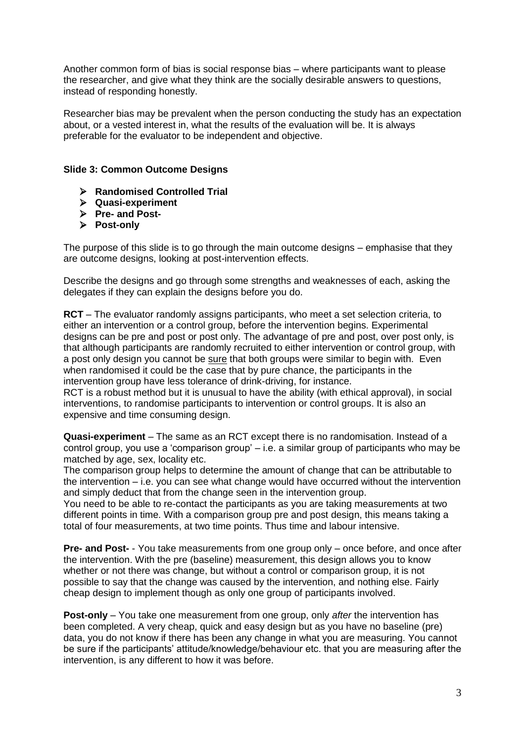Another common form of bias is social response bias – where participants want to please the researcher, and give what they think are the socially desirable answers to questions, instead of responding honestly.

Researcher bias may be prevalent when the person conducting the study has an expectation about, or a vested interest in, what the results of the evaluation will be. It is always preferable for the evaluator to be independent and objective.

**Slide 3: Common Outcome Designs**

- **Randomised Controlled Trial**
- **Quasi-experiment**
- **Pre- and Post-**
- **Post-only**

The purpose of this slide is to go through the main outcome designs – emphasise that they are outcome designs, looking at post-intervention effects.

Describe the designs and go through some strengths and weaknesses of each, asking the delegates if they can explain the designs before you do.

**RCT** – The evaluator randomly assigns participants, who meet a set selection criteria, to either an intervention or a control group, before the intervention begins. Experimental designs can be pre and post or post only. The advantage of pre and post, over post only, is that although participants are randomly recruited to either intervention or control group, with a post only design you cannot be <u>sure</u> that both groups were similar to begin with. Even when randomised it could be the case that by pure chance, the participants in the intervention group have less tolerance of drink-driving, for instance.
RCT is a robust method but it is unusual to have the ability (with ethical approval), in social interventions, to randomise participants to intervention or control groups. It is also an expensive and time consuming design.

**Quasi-experiment** – The same as an RCT except there is no randomisation. Instead of a control group, you use a 'comparison group' – i.e. a similar group of participants who may be matched by age, sex, locality etc.
The comparison group helps to determine the amount of change that can be attributable to the intervention – i.e. you can see what change would have occurred without the intervention and simply deduct that from the change seen in the intervention group.
You need to be able to re-contact the participants as you are taking measurements at two different points in time. With a comparison group pre and post design, this means taking a total of four measurements, at two time points. Thus time and labour intensive.

**Pre- and Post-** - You take measurements from one group only – once before, and once after the intervention. With the pre (baseline) measurement, this design allows you to know whether or not there was change, but without a control or comparison group, it is not possible to say that the change was caused by the intervention, and nothing else. Fairly cheap design to implement though as only one group of participants involved.

**Post-only** – You take one measurement from one group, only *after* the intervention has been completed. A very cheap, quick and easy design but as you have no baseline (pre) data, you do not know if there has been any change in what you are measuring. You cannot be sure if the participants' attitude/knowledge/behaviour etc. that you are measuring after the intervention, is any different to how it was before.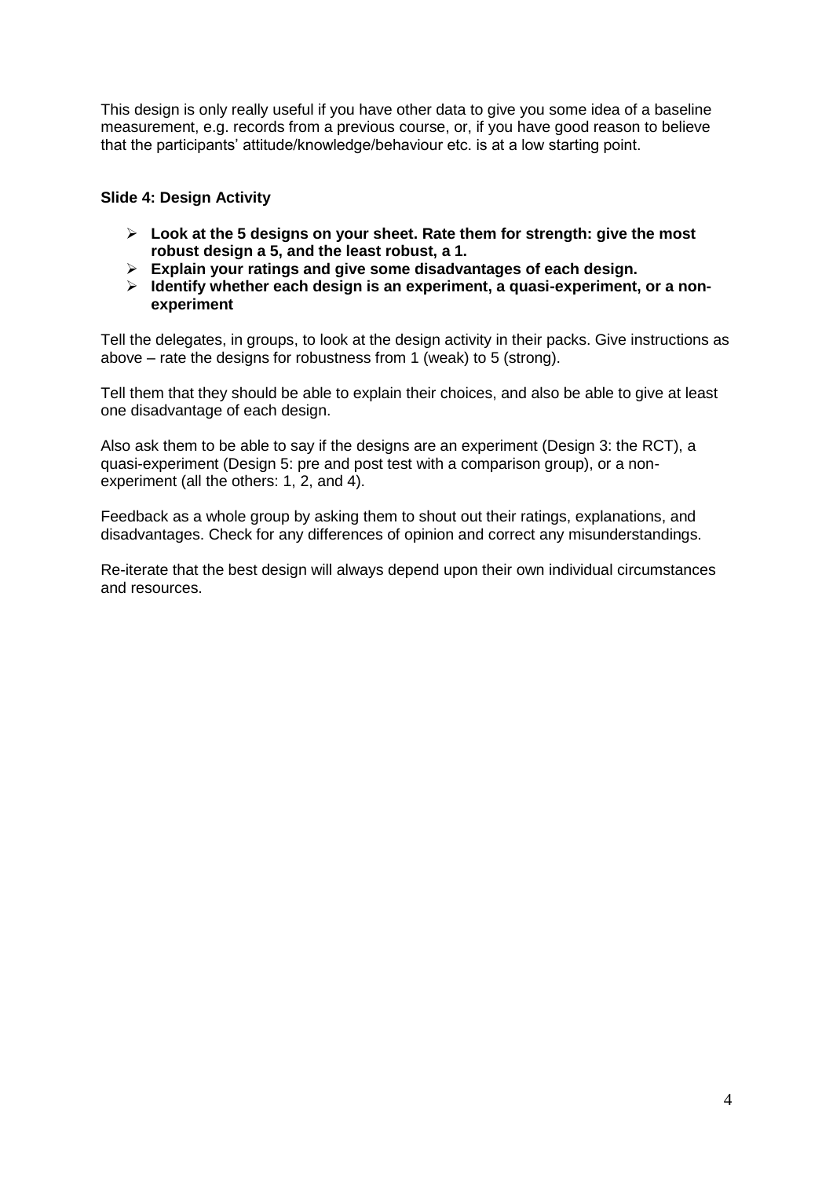This design is only really useful if you have other data to give you some idea of a baseline measurement, e.g. records from a previous course, or, if you have good reason to believe that the participants' attitude/knowledge/behaviour etc. is at a low starting point.

**Slide 4: Design Activity**

- **Look at the 5 designs on your sheet. Rate them for strength: give the most robust design a 5, and the least robust, a 1.**
- **Explain your ratings and give some disadvantages of each design.**
- **Identify whether each design is an experiment, a quasi-experiment, or a non-experiment**

Tell the delegates, in groups, to look at the design activity in their packs. Give instructions as above – rate the designs for robustness from 1 (weak) to 5 (strong).

Tell them that they should be able to explain their choices, and also be able to give at least one disadvantage of each design.

Also ask them to be able to say if the designs are an experiment (Design 3: the RCT), a quasi-experiment (Design 5: pre and post test with a comparison group), or a non-experiment (all the others: 1, 2, and 4).

Feedback as a whole group by asking them to shout out their ratings, explanations, and disadvantages. Check for any differences of opinion and correct any misunderstandings.

Re-iterate that the best design will always depend upon their own individual circumstances and resources.